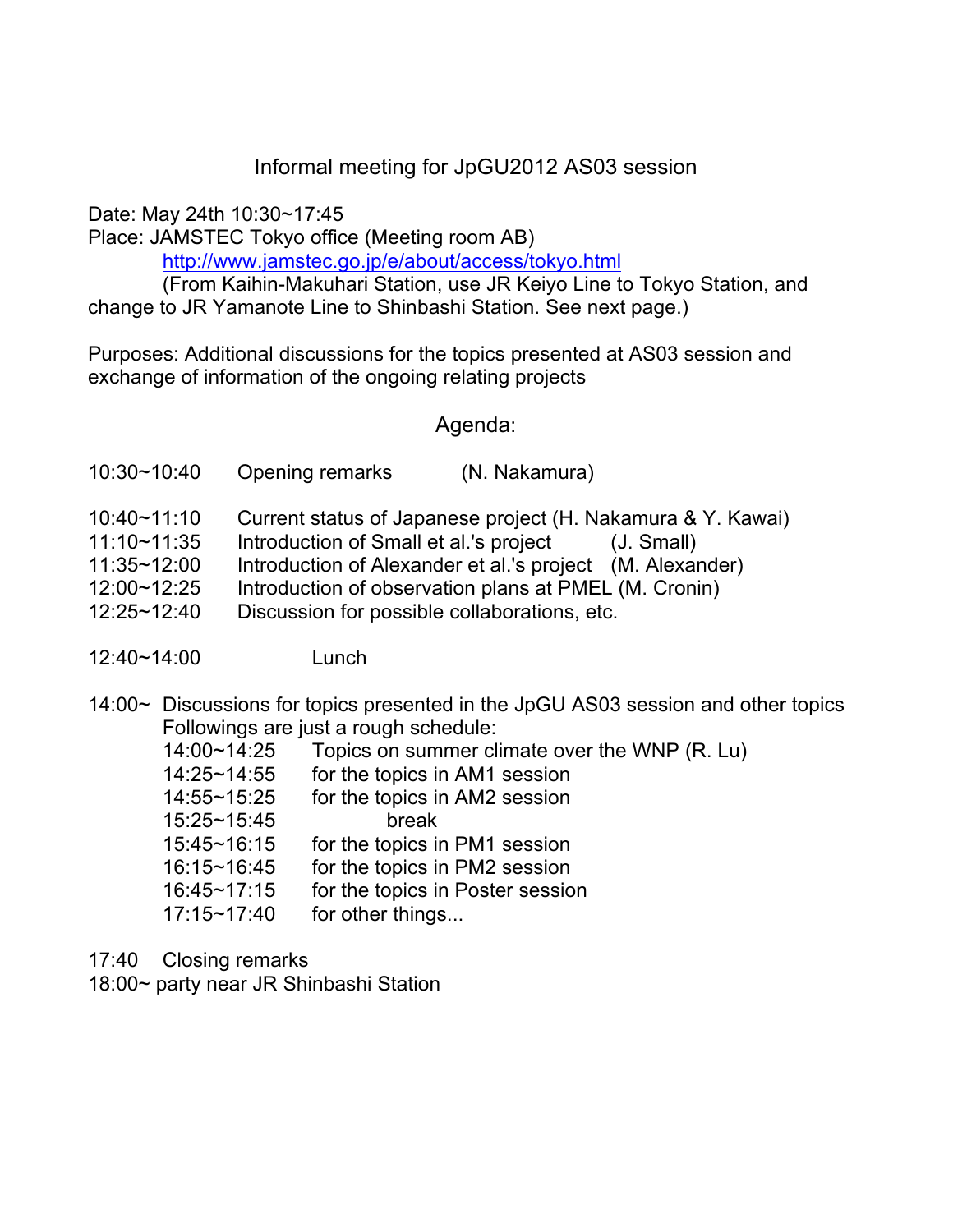# Informal meeting for JpGU2012 AS03 session

Date: May 24th 10:30~17:45

Place: JAMSTEC Tokyo office (Meeting room AB)

http://www.jamstec.go.jp/e/about/access/tokyo.html

(From Kaihin-Makuhari Station, use JR Keiyo Line to Tokyo Station, and change to JR Yamanote Line to Shinbashi Station. See next page.)

Purposes: Additional discussions for the topics presented at AS03 session and exchange of information of the ongoing relating projects

## Agenda:

10:30~10:40 Opening remarks (N. Nakamura)

10:40~11:10 Current status of Japanese project (H. Nakamura & Y. Kawai)
11:10~11:35 Introduction of Small et al.'s project (J. Small)
11:35~12:00 Introduction of Alexander et al.'s project (M. Alexander)
12:00~12:25 Introduction of observation plans at PMEL (M. Cronin)
12:25~12:40 Discussion for possible collaborations, etc.

12:40~14:00 Lunch

14:00~ Discussions for topics presented in the JpGU AS03 session and other topics
Followings are just a rough schedule:

- 14:00~14:25 Topics on summer climate over the WNP (R. Lu)
- 14:25~14:55 for the topics in AM1 session
- 14:55~15:25 for the topics in AM2 session
- 15:25~15:45 break
- 15:45~16:15 for the topics in PM1 session
- 16:15~16:45 for the topics in PM2 session
- 16:45~17:15 for the topics in Poster session
- 17:15~17:40 for other things...

17:40 Closing remarks

18:00~ party near JR Shinbashi Station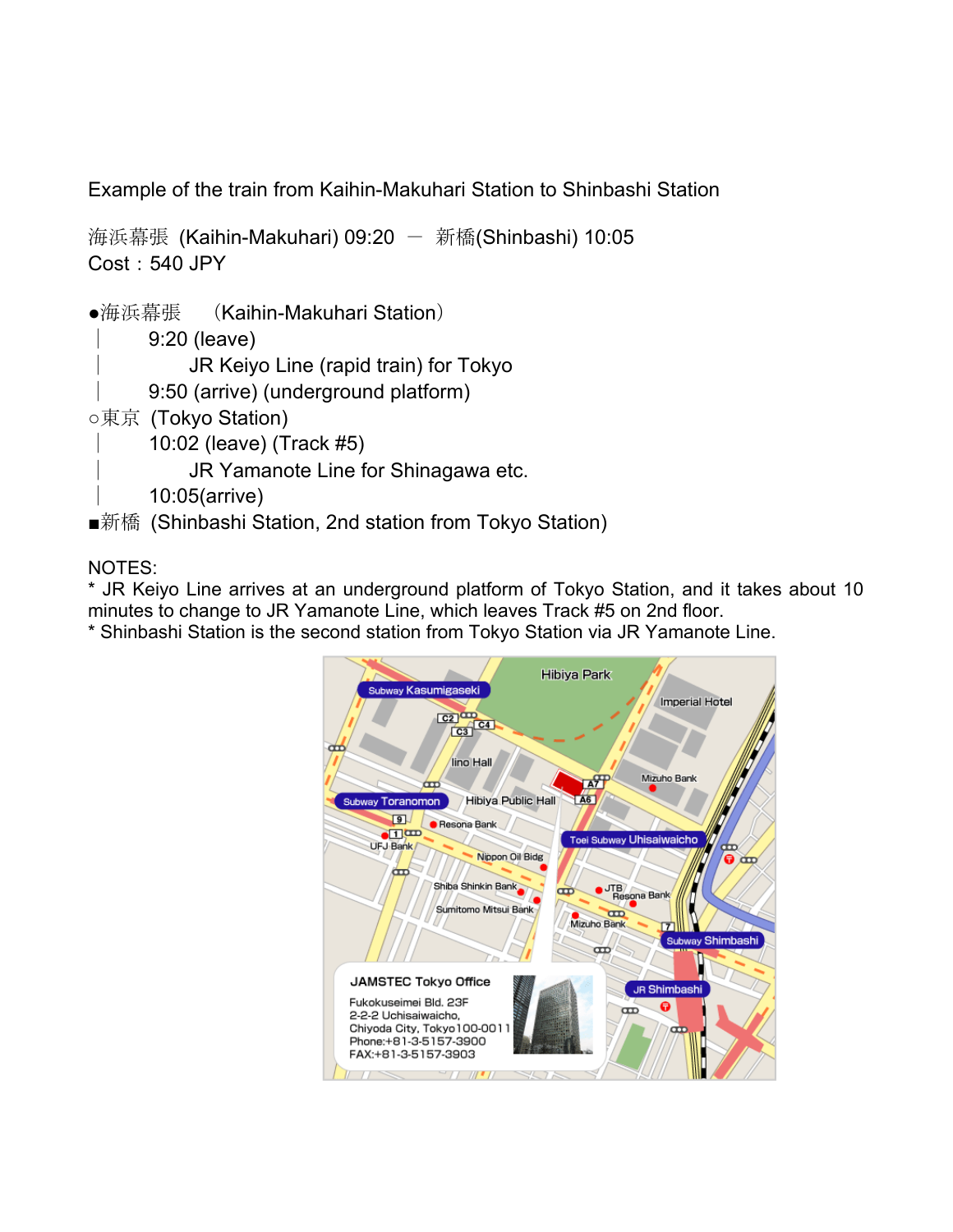Example of the train from Kaihin-Makuhari Station to Shinbashi Station

海浜幕張 (Kaihin-Makuhari) 09:20 ― 新橋(Shinbashi) 10:05
Cost：540 JPY

●海浜幕張 （Kaihin-Makuhari Station）
│ 9:20 (leave)
│ JR Keiyo Line (rapid train) for Tokyo
│ 9:50 (arrive) (underground platform)
○東京 (Tokyo Station)
│ 10:02 (leave) (Track #5)
│ JR Yamanote Line for Shinagawa etc.
│ 10:05(arrive)
■新橋 (Shinbashi Station, 2nd station from Tokyo Station)

NOTES:
* JR Keiyo Line arrives at an underground platform of Tokyo Station, and it takes about 10 minutes to change to JR Yamanote Line, which leaves Track #5 on 2nd floor.
* Shinbashi Station is the second station from Tokyo Station via JR Yamanote Line.

Hibiya Park
Subway Kasumigaseki
Imperial Hotel
C2
C4
C3
Iino Hall
Mizuho Bank
A7
Subway Toranomon
Hibiya Public Hall
A6
9
Resona Bank
1
Toei Subway Uhisaiwaicho
UFJ Bank
Nippon Oil Bldg
Shiba Shinkin Bank
JTB
Resona Bank
Sumitomo Mitsui Bank
Mizuho Bank
7
Subway Shimbashi
JR Shimbashi

JAMSTEC Tokyo Office
Fukokuseimei Bld. 23F
2-2-2 Uchisaiwaicho,
Chiyoda City, Tokyo100-0011
Phone:+81-3-5157-3900
FAX:+81-3-5157-3903